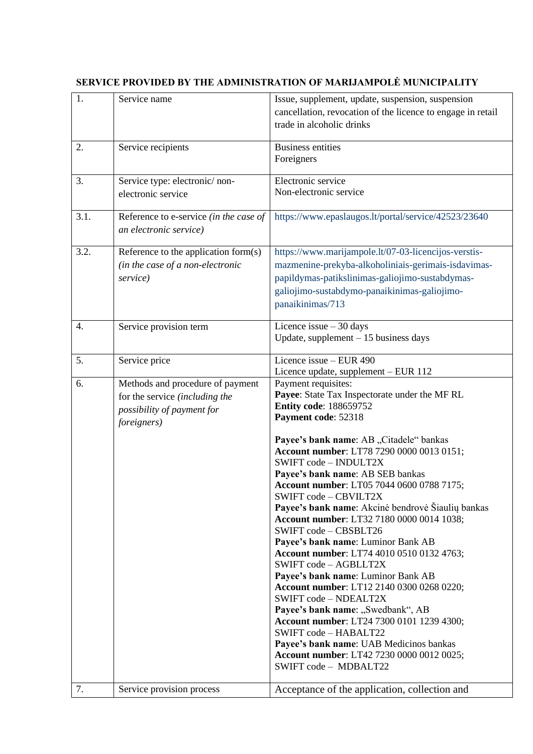**SERVICE PROVIDED BY THE ADMINISTRATION OF MARIJAMPOLĖ MUNICIPALITY**

| | | |
|---|---|---|
| 1. | Service name | Issue, supplement, update, suspension, suspension cancellation, revocation of the licence to engage in retail trade in alcoholic drinks |
| 2. | Service recipients | Business entities<br>Foreigners |
| 3. | Service type: electronic/ non-electronic service | Electronic service<br>Non-electronic service |
| 3.1. | Reference to e-service *(in the case of an electronic service)* | https://www.epaslaugos.lt/portal/service/42523/23640 |
| 3.2. | Reference to the application form(s) *(in the case of a non-electronic service)* | https://www.marijampole.lt/07-03-licencijos-verstis-mazmenine-prekyba-alkoholiniais-gerimais-isdavimas-papildymas-patikslinimas-galiojimo-sustabdymas-galiojimo-sustabdymo-panaikinimas-galiojimo-panaikinimas/713 |
| 4. | Service provision term | Licence issue – 30 days<br>Update, supplement – 15 business days |
| 5. | Service price | Licence issue – EUR 490<br>Licence update, supplement – EUR 112 |
| 6. | Methods and procedure of payment for the service *(including the possibility of payment for foreigners)* | Payment requisites:<br>**Payee**: State Tax Inspectorate under the MF RL<br>**Entity code**: 188659752<br>**Payment code**: 52318<br><br>**Payee's bank name**: AB „Citadele“ bankas<br>**Account number**: LT78 7290 0000 0013 0151;<br>SWIFT code – INDULT2X<br>**Payee's bank name**: AB SEB bankas<br>**Account number**: LT05 7044 0600 0788 7175;<br>SWIFT code – CBVILT2X<br>**Payee's bank name**: Akcinė bendrovė Šiaulių bankas<br>**Account number**: LT32 7180 0000 0014 1038;<br>SWIFT code – CBSBLT26<br>**Payee's bank name**: Luminor Bank AB<br>**Account number**: LT74 4010 0510 0132 4763;<br>SWIFT code – AGBLLT2X<br>**Payee's bank name**: Luminor Bank AB<br>**Account number**: LT12 2140 0300 0268 0220;<br>SWIFT code – NDEALT2X<br>**Payee's bank name**: „Swedbank“, AB<br>**Account number**: LT24 7300 0101 1239 4300;<br>SWIFT code – HABALT22<br>**Payee's bank name**: UAB Medicinos bankas<br>**Account number**: LT42 7230 0000 0012 0025;<br>SWIFT code – MDBALT22 |
| 7. | Service provision process | Acceptance of the application, collection and |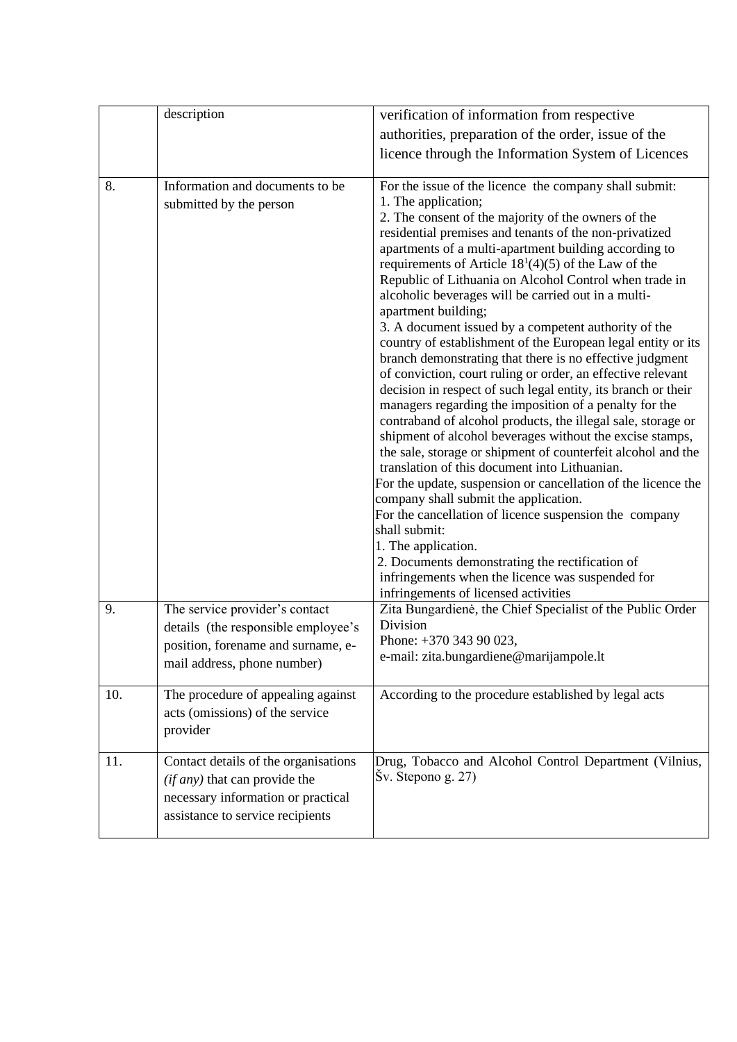| | | |
|---|---|---|
| | description | verification of information from respective authorities, preparation of the order, issue of the licence through the Information System of Licences |
| 8. | Information and documents to be submitted by the person | For the issue of the licence the company shall submit:<br>1. The application;<br>2. The consent of the majority of the owners of the residential premises and tenants of the non-privatized apartments of a multi-apartment building according to requirements of Article 18[1](4)(5) of the Law of the Republic of Lithuania on Alcohol Control when trade in alcoholic beverages will be carried out in a multi-apartment building;<br>3. A document issued by a competent authority of the country of establishment of the European legal entity or its branch demonstrating that there is no effective judgment of conviction, court ruling or order, an effective relevant decision in respect of such legal entity, its branch or their managers regarding the imposition of a penalty for the contraband of alcohol products, the illegal sale, storage or shipment of alcohol beverages without the excise stamps, the sale, storage or shipment of counterfeit alcohol and the translation of this document into Lithuanian.<br>For the update, suspension or cancellation of the licence the company shall submit the application.<br>For the cancellation of licence suspension the company shall submit:<br>1. The application.<br>2. Documents demonstrating the rectification of infringements when the licence was suspended for infringements of licensed activities |
| 9. | The service provider's contact details (the responsible employee's position, forename and surname, e-mail address, phone number) | Zita Bungardienė, the Chief Specialist of the Public Order Division<br>Phone: +370 343 90 023,<br>e-mail: zita.bungardiene@marijampole.lt |
| 10. | The procedure of appealing against acts (omissions) of the service provider | According to the procedure established by legal acts |
| 11. | Contact details of the organisations *(if any)* that can provide the necessary information or practical assistance to service recipients | Drug, Tobacco and Alcohol Control Department (Vilnius, Šv. Stepono g. 27) |